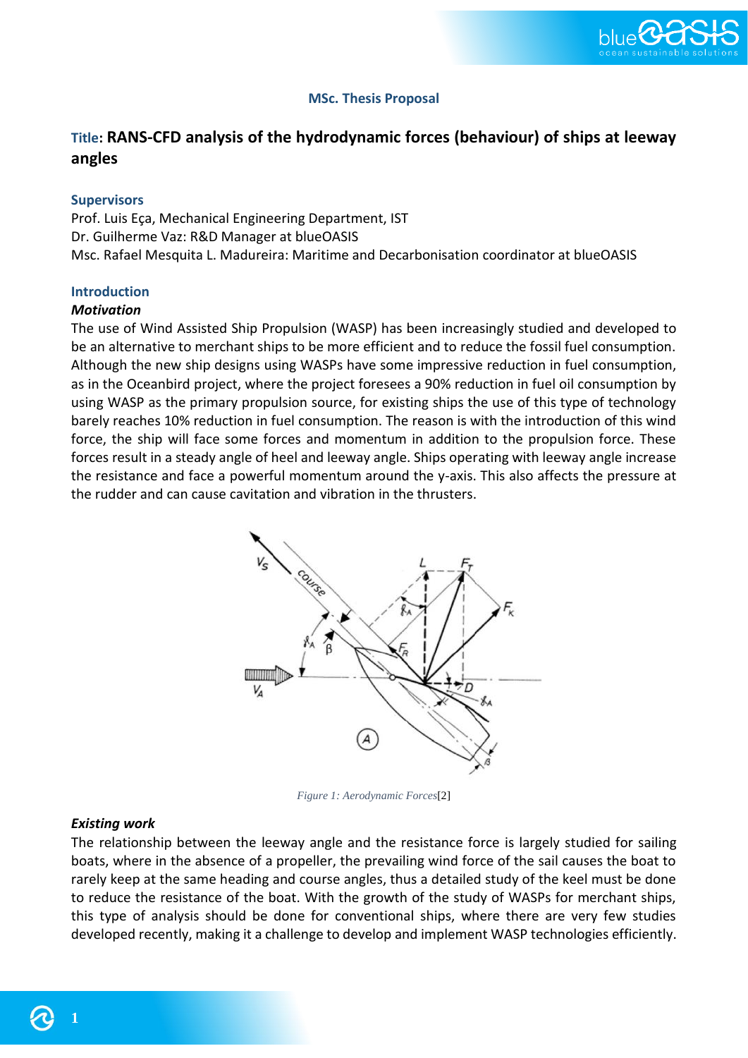**MSc. Thesis Proposal**

# Title: RANS-CFD analysis of the hydrodynamic forces (behaviour) of ships at leeway angles

## Supervisors

Prof. Luis Eça, Mechanical Engineering Department, IST
Dr. Guilherme Vaz: R&D Manager at blueOASIS
Msc. Rafael Mesquita L. Madureira: Maritime and Decarbonisation coordinator at blueOASIS

## Introduction

### *Motivation*

The use of Wind Assisted Ship Propulsion (WASP) has been increasingly studied and developed to be an alternative to merchant ships to be more efficient and to reduce the fossil fuel consumption. Although the new ship designs using WASPs have some impressive reduction in fuel consumption, as in the Oceanbird project, where the project foresees a 90% reduction in fuel oil consumption by using WASP as the primary propulsion source, for existing ships the use of this type of technology barely reaches 10% reduction in fuel consumption. The reason is with the introduction of this wind force, the ship will face some forces and momentum in addition to the propulsion force. These forces result in a steady angle of heel and leeway angle. Ships operating with leeway angle increase the resistance and face a powerful momentum around the y-axis. This also affects the pressure at the rudder and can cause cavitation and vibration in the thrusters.

*Figure 1: Aerodynamic Forces*[2]

### *Existing work*

The relationship between the leeway angle and the resistance force is largely studied for sailing boats, where in the absence of a propeller, the prevailing wind force of the sail causes the boat to rarely keep at the same heading and course angles, thus a detailed study of the keel must be done to reduce the resistance of the boat. With the growth of the study of WASPs for merchant ships, this type of analysis should be done for conventional ships, where there are very few studies developed recently, making it a challenge to develop and implement WASP technologies efficiently.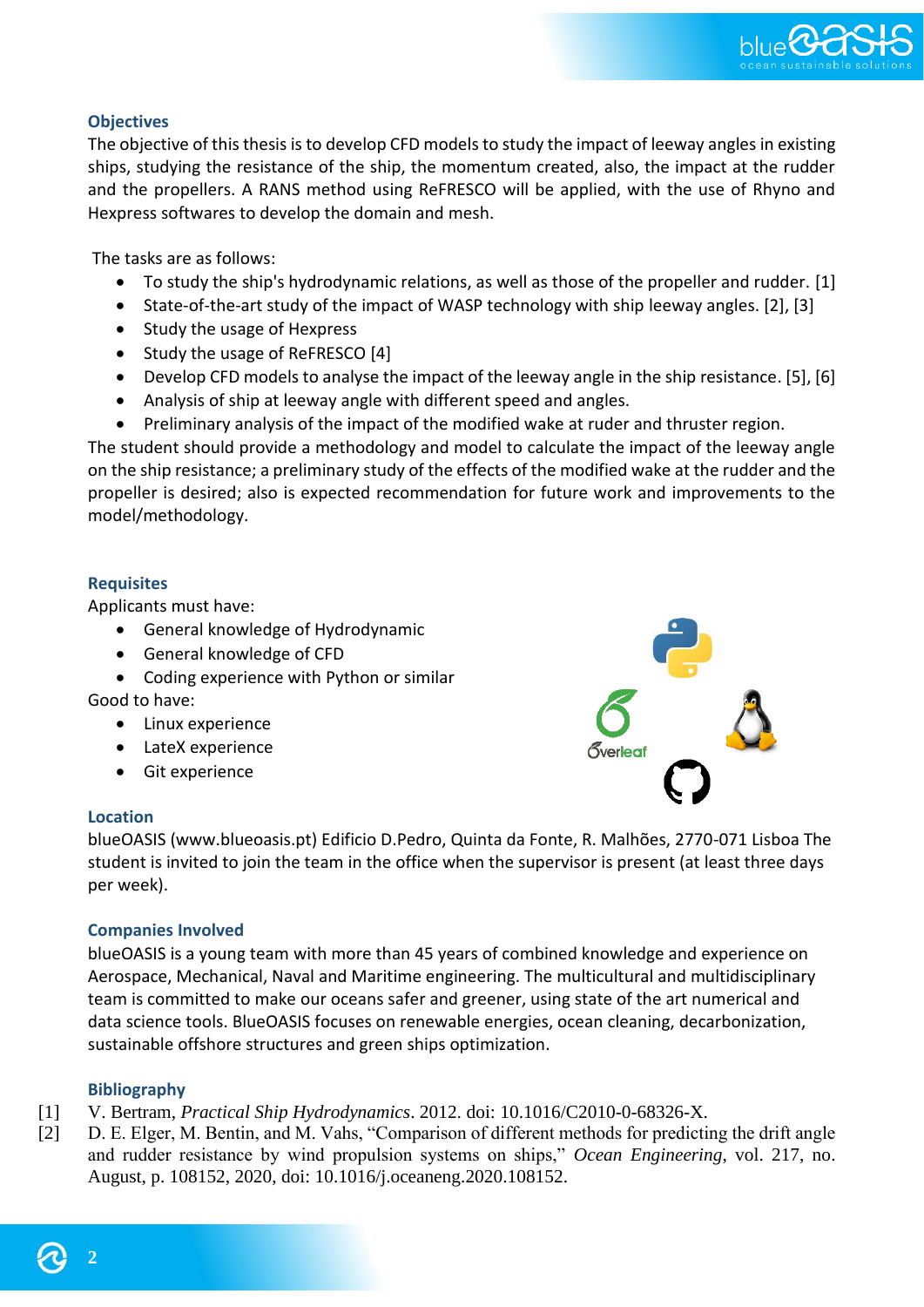## Objectives

The objective of this thesis is to develop CFD models to study the impact of leeway angles in existing ships, studying the resistance of the ship, the momentum created, also, the impact at the rudder and the propellers. A RANS method using ReFRESCO will be applied, with the use of Rhyno and Hexpress softwares to develop the domain and mesh.

The tasks are as follows:

- To study the ship's hydrodynamic relations, as well as those of the propeller and rudder. [1]
- State-of-the-art study of the impact of WASP technology with ship leeway angles. [2], [3]
- Study the usage of Hexpress
- Study the usage of ReFRESCO [4]
- Develop CFD models to analyse the impact of the leeway angle in the ship resistance. [5], [6]
- Analysis of ship at leeway angle with different speed and angles.
- Preliminary analysis of the impact of the modified wake at ruder and thruster region.

The student should provide a methodology and model to calculate the impact of the leeway angle on the ship resistance; a preliminary study of the effects of the modified wake at the rudder and the propeller is desired; also is expected recommendation for future work and improvements to the model/methodology.

## Requisites

Applicants must have:

- General knowledge of Hydrodynamic
- General knowledge of CFD
- Coding experience with Python or similar

Good to have:

- Linux experience
- LateX experience
- Git experience

## Location

blueOASIS (www.blueoasis.pt) Edificio D.Pedro, Quinta da Fonte, R. Malhões, 2770-071 Lisboa The student is invited to join the team in the office when the supervisor is present (at least three days per week).

## Companies Involved

blueOASIS is a young team with more than 45 years of combined knowledge and experience on Aerospace, Mechanical, Naval and Maritime engineering. The multicultural and multidisciplinary team is committed to make our oceans safer and greener, using state of the art numerical and data science tools. BlueOASIS focuses on renewable energies, ocean cleaning, decarbonization, sustainable offshore structures and green ships optimization.

## Bibliography

[1] V. Bertram, *Practical Ship Hydrodynamics*. 2012. doi: 10.1016/C2010-0-68326-X.

[2] D. E. Elger, M. Bentin, and M. Vahs, "Comparison of different methods for predicting the drift angle and rudder resistance by wind propulsion systems on ships," *Ocean Engineering*, vol. 217, no. August, p. 108152, 2020, doi: 10.1016/j.oceaneng.2020.108152.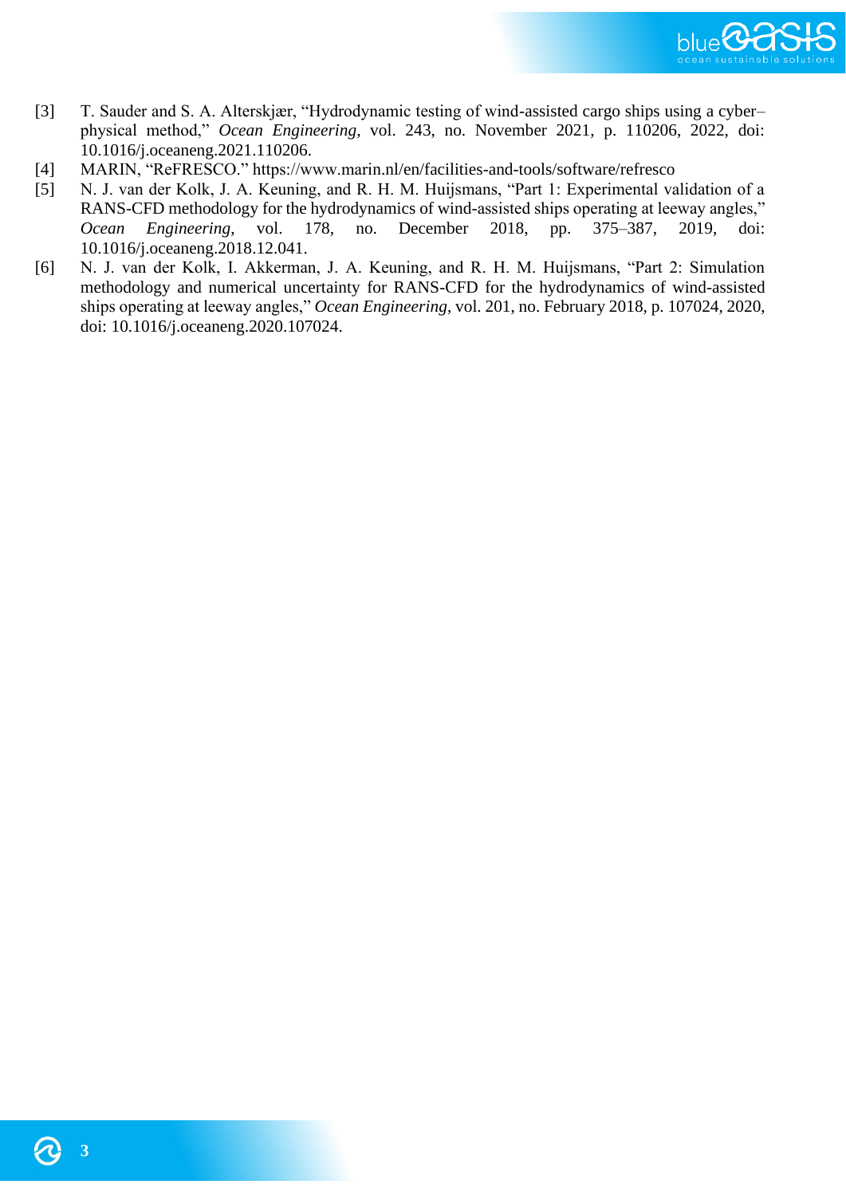[3] T. Sauder and S. A. Alterskjær, “Hydrodynamic testing of wind-assisted cargo ships using a cyber–physical method,” *Ocean Engineering*, vol. 243, no. November 2021, p. 110206, 2022, doi: 10.1016/j.oceaneng.2021.110206.

[4] MARIN, “ReFRESCO.” https://www.marin.nl/en/facilities-and-tools/software/refresco

[5] N. J. van der Kolk, J. A. Keuning, and R. H. M. Huijsmans, “Part 1: Experimental validation of a RANS-CFD methodology for the hydrodynamics of wind-assisted ships operating at leeway angles,” *Ocean Engineering*, vol. 178, no. December 2018, pp. 375–387, 2019, doi: 10.1016/j.oceaneng.2018.12.041.

[6] N. J. van der Kolk, I. Akkerman, J. A. Keuning, and R. H. M. Huijsmans, “Part 2: Simulation methodology and numerical uncertainty for RANS-CFD for the hydrodynamics of wind-assisted ships operating at leeway angles,” *Ocean Engineering*, vol. 201, no. February 2018, p. 107024, 2020, doi: 10.1016/j.oceaneng.2020.107024.